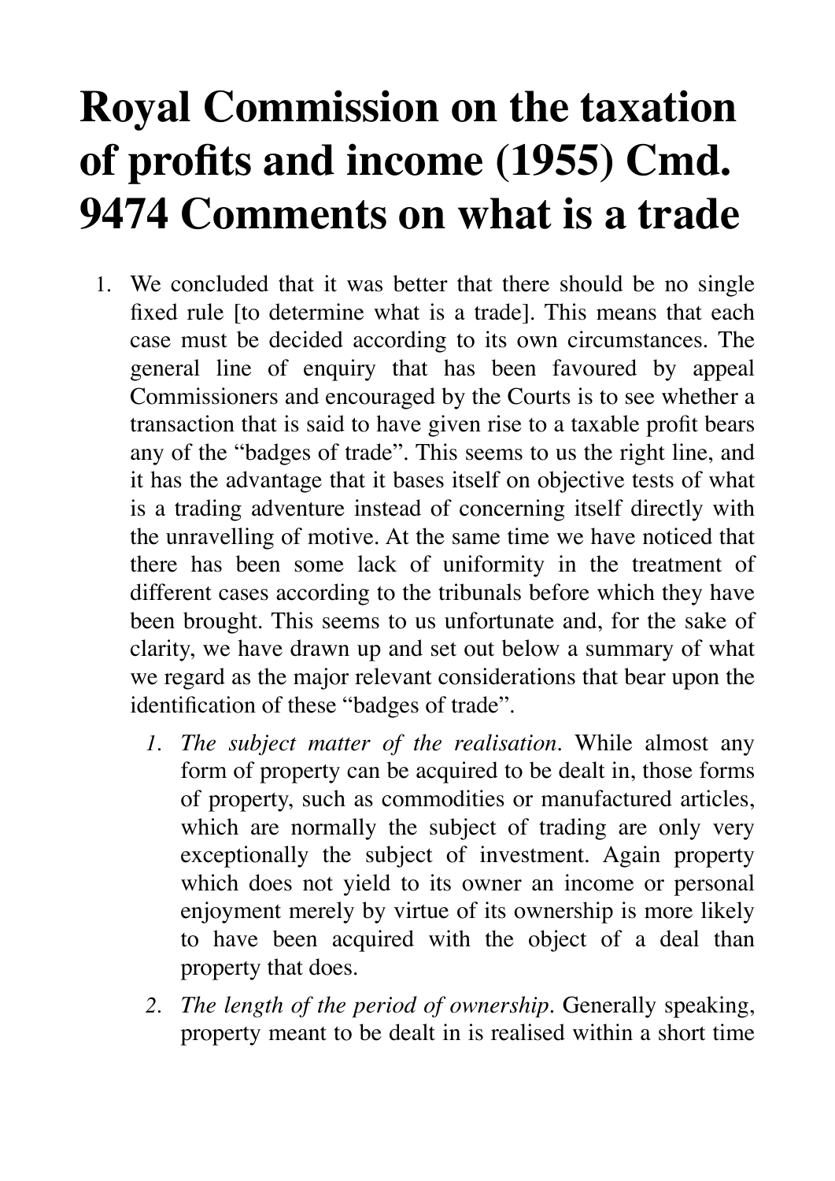# Royal Commission on the taxation of profits and income (1955) Cmd. 9474 Comments on what is a trade

1. We concluded that it was better that there should be no single fixed rule [to determine what is a trade]. This means that each case must be decided according to its own circumstances. The general line of enquiry that has been favoured by appeal Commissioners and encouraged by the Courts is to see whether a transaction that is said to have given rise to a taxable profit bears any of the "badges of trade". This seems to us the right line, and it has the advantage that it bases itself on objective tests of what is a trading adventure instead of concerning itself directly with the unravelling of motive. At the same time we have noticed that there has been some lack of uniformity in the treatment of different cases according to the tribunals before which they have been brought. This seems to us unfortunate and, for the sake of clarity, we have drawn up and set out below a summary of what we regard as the major relevant considerations that bear upon the identification of these "badges of trade".

    1. *The subject matter of the realisation*. While almost any form of property can be acquired to be dealt in, those forms of property, such as commodities or manufactured articles, which are normally the subject of trading are only very exceptionally the subject of investment. Again property which does not yield to its owner an income or personal enjoyment merely by virtue of its ownership is more likely to have been acquired with the object of a deal than property that does.

    2. *The length of the period of ownership*. Generally speaking, property meant to be dealt in is realised within a short time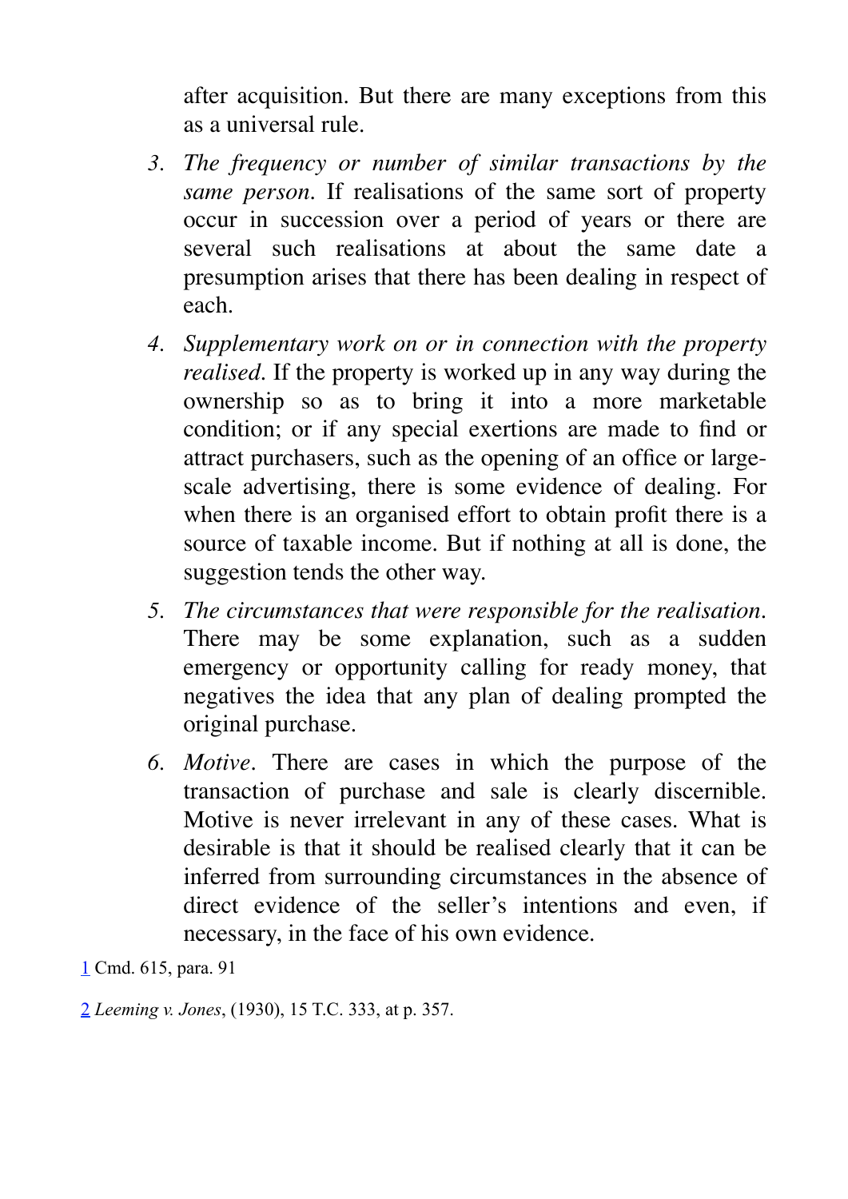after acquisition. But there are many exceptions from this as a universal rule.

3. *The frequency or number of similar transactions by the same person*. If realisations of the same sort of property occur in succession over a period of years or there are several such realisations at about the same date a presumption arises that there has been dealing in respect of each.
4. *Supplementary work on or in connection with the property realised*. If the property is worked up in any way during the ownership so as to bring it into a more marketable condition; or if any special exertions are made to find or attract purchasers, such as the opening of an office or large-scale advertising, there is some evidence of dealing. For when there is an organised effort to obtain profit there is a source of taxable income. But if nothing at all is done, the suggestion tends the other way.
5. *The circumstances that were responsible for the realisation*. There may be some explanation, such as a sudden emergency or opportunity calling for ready money, that negatives the idea that any plan of dealing prompted the original purchase.
6. *Motive*. There are cases in which the purpose of the transaction of purchase and sale is clearly discernible. Motive is never irrelevant in any of these cases. What is desirable is that it should be realised clearly that it can be inferred from surrounding circumstances in the absence of direct evidence of the seller's intentions and even, if necessary, in the face of his own evidence.

[1] Cmd. 615, para. 91

[2] *Leeming v. Jones*, (1930), 15 T.C. 333, at p. 357.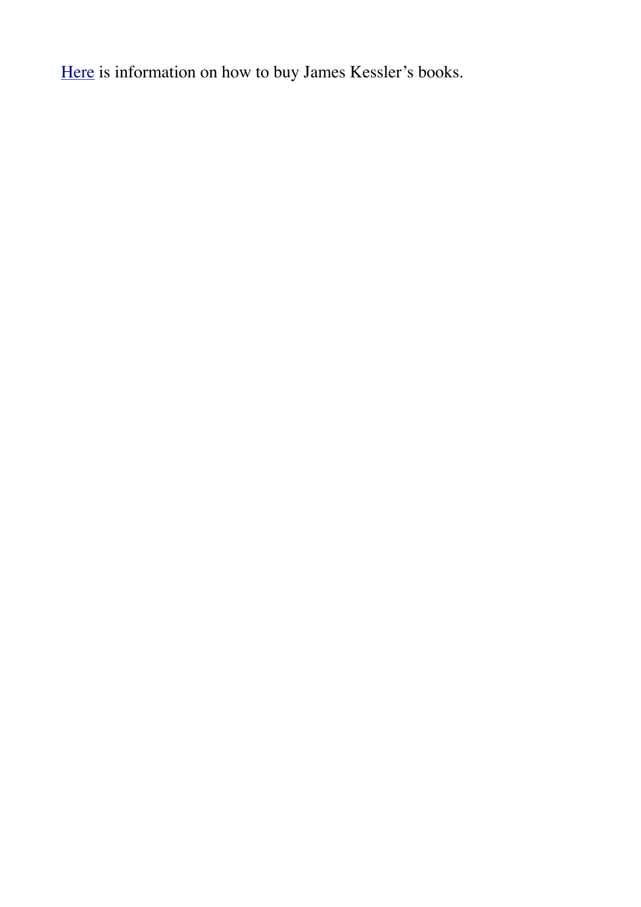[Here]() is information on how to buy James Kessler's books.